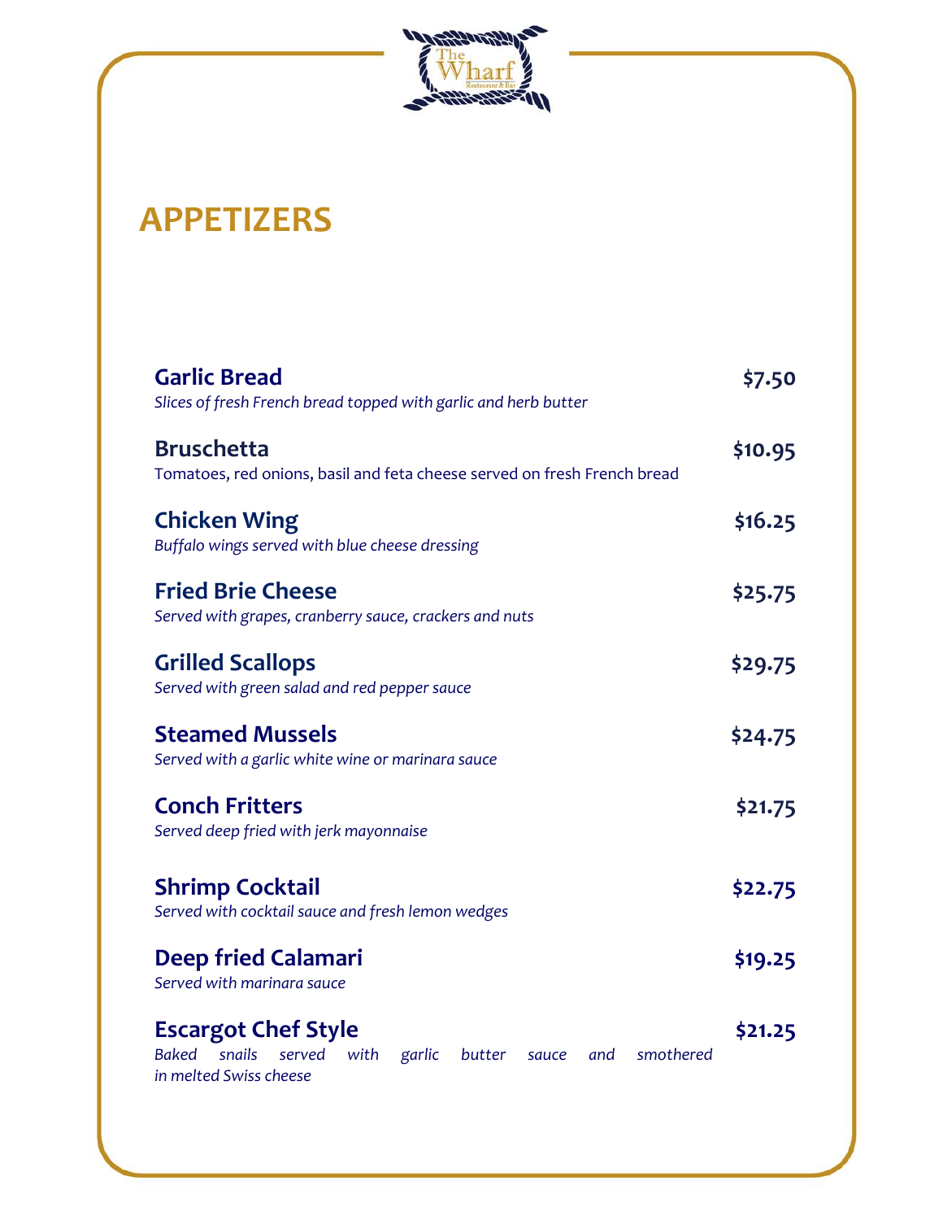# APPETIZERS

**Garlic Bread** **$7.50**
*Slices of fresh French bread topped with garlic and herb butter*

**Bruschetta** **$10.95**
Tomatoes, red onions, basil and feta cheese served on fresh French bread

**Chicken Wing** **$16.25**
*Buffalo wings served with blue cheese dressing*

**Fried Brie Cheese** **$25.75**
*Served with grapes, cranberry sauce, crackers and nuts*

**Grilled Scallops** **$29.75**
*Served with green salad and red pepper sauce*

**Steamed Mussels** **$24.75**
*Served with a garlic white wine or marinara sauce*

**Conch Fritters** **$21.75**
*Served deep fried with jerk mayonnaise*

**Shrimp Cocktail** **$22.75**
*Served with cocktail sauce and fresh lemon wedges*

**Deep fried Calamari** **$19.25**
*Served with marinara sauce*

**Escargot Chef Style** **$21.25**
*Baked snails served with garlic butter sauce and smothered in melted Swiss cheese*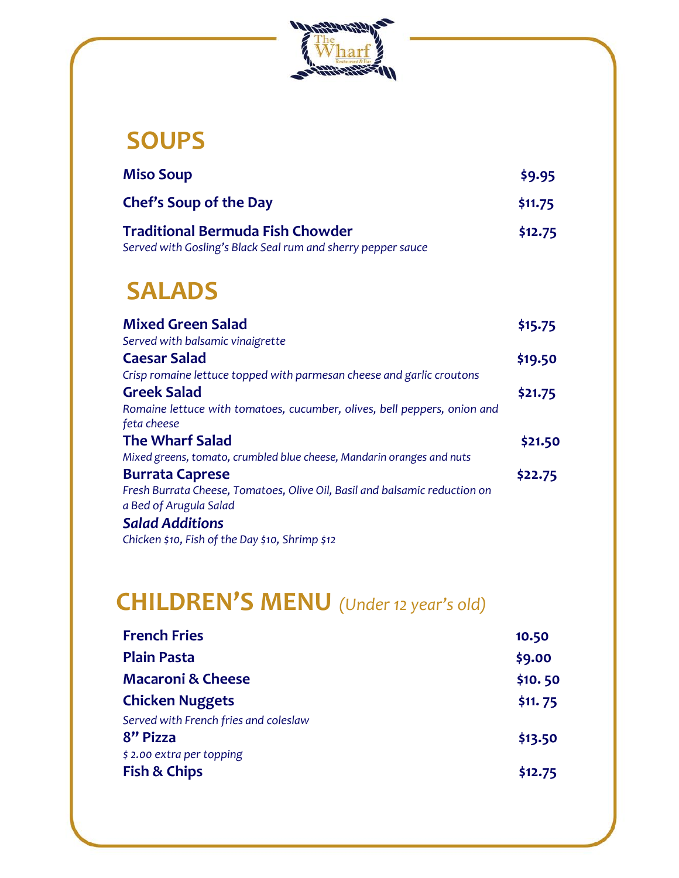## SOUPS

**Miso Soup** **$9.95**

**Chef's Soup of the Day** **$11.75**

**Traditional Bermuda Fish Chowder** **$12.75**
*Served with Gosling's Black Seal rum and sherry pepper sauce*

## SALADS

**Mixed Green Salad** **$15.75**
*Served with balsamic vinaigrette*

**Caesar Salad** **$19.50**
*Crisp romaine lettuce topped with parmesan cheese and garlic croutons*

**Greek Salad** **$21.75**
*Romaine lettuce with tomatoes, cucumber, olives, bell peppers, onion and feta cheese*

**The Wharf Salad** **$21.50**
*Mixed greens, tomato, crumbled blue cheese, Mandarin oranges and nuts*

**Burrata Caprese** **$22.75**
*Fresh Burrata Cheese, Tomatoes, Olive Oil, Basil and balsamic reduction on a Bed of Arugula Salad*

***Salad Additions***
*Chicken $10, Fish of the Day $10, Shrimp $12*

## CHILDREN'S MENU *(Under 12 year's old)*

**French Fries** **10.50**

**Plain Pasta** **$9.00**

**Macaroni & Cheese** **$10. 50**

**Chicken Nuggets** **$11. 75**
*Served with French fries and coleslaw*

**8" Pizza** **$13.50**
*$ 2.00 extra per topping*

**Fish & Chips** **$12.75**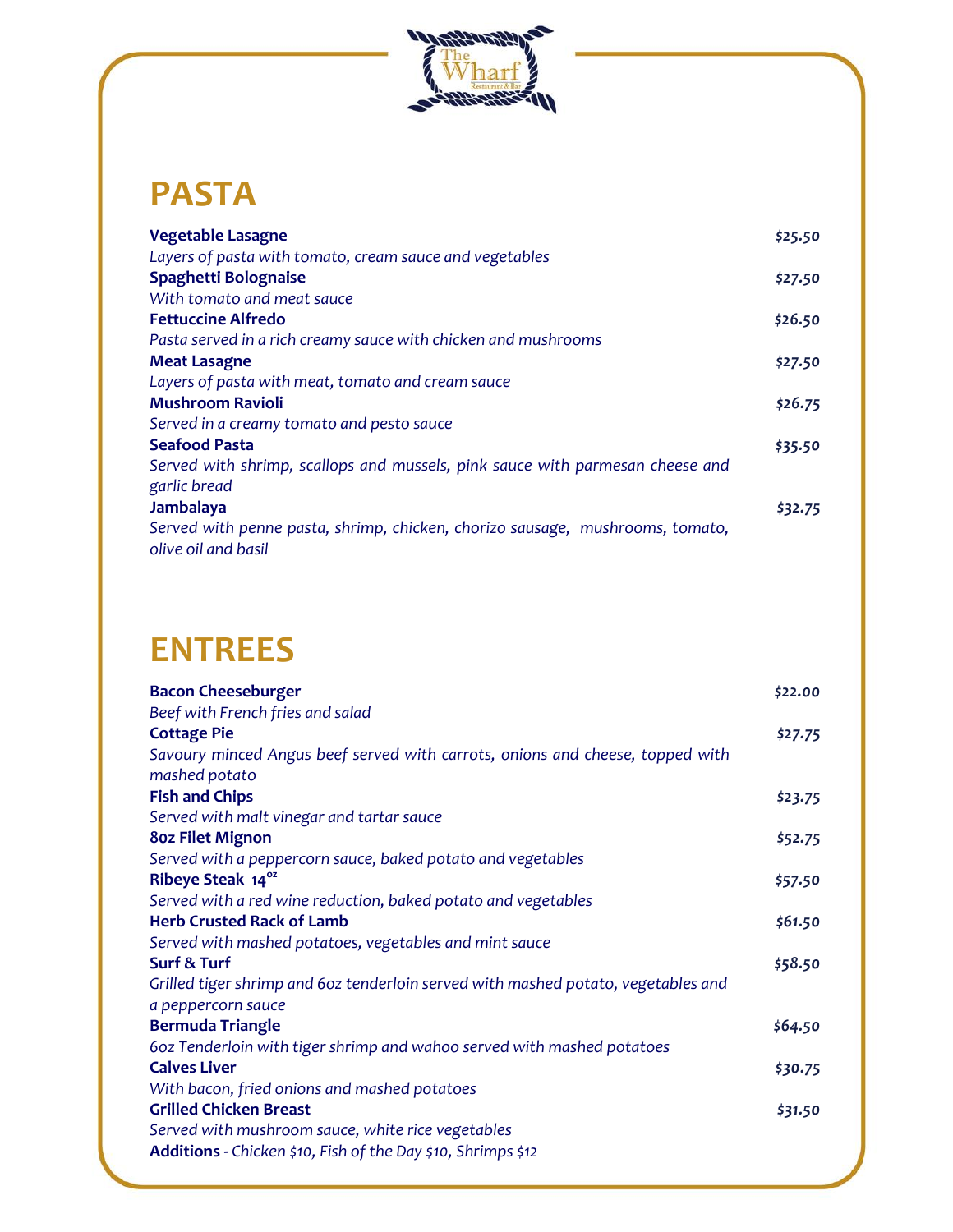# PASTA

**Vegetable Lasagne** — *$25.50*
*Layers of pasta with tomato, cream sauce and vegetables*

**Spaghetti Bolognaise** — *$27.50*
*With tomato and meat sauce*

**Fettuccine Alfredo** — *$26.50*
*Pasta served in a rich creamy sauce with chicken and mushrooms*

**Meat Lasagne** — *$27.50*
*Layers of pasta with meat, tomato and cream sauce*

**Mushroom Ravioli** — *$26.75*
*Served in a creamy tomato and pesto sauce*

**Seafood Pasta** — *$35.50*
*Served with shrimp, scallops and mussels, pink sauce with parmesan cheese and garlic bread*

**Jambalaya** — *$32.75*
*Served with penne pasta, shrimp, chicken, chorizo sausage, mushrooms, tomato, olive oil and basil*

# ENTREES

**Bacon Cheeseburger** — *$22.00*
*Beef with French fries and salad*

**Cottage Pie** — *$27.75*
*Savoury minced Angus beef served with carrots, onions and cheese, topped with mashed potato*

**Fish and Chips** — *$23.75*
*Served with malt vinegar and tartar sauce*

**8oz Filet Mignon** — *$52.75*
*Served with a peppercorn sauce, baked potato and vegetables*

**Ribeye Steak 14oz** — *$57.50*
*Served with a red wine reduction, baked potato and vegetables*

**Herb Crusted Rack of Lamb** — *$61.50*
*Served with mashed potatoes, vegetables and mint sauce*

**Surf & Turf** — *$58.50*
*Grilled tiger shrimp and 6oz tenderloin served with mashed potato, vegetables and a peppercorn sauce*

**Bermuda Triangle** — *$64.50*
*6oz Tenderloin with tiger shrimp and wahoo served with mashed potatoes*

**Calves Liver** — *$30.75*
*With bacon, fried onions and mashed potatoes*

**Grilled Chicken Breast** — *$31.50*
*Served with mushroom sauce, white rice vegetables*

**Additions** - *Chicken $10, Fish of the Day $10, Shrimps $12*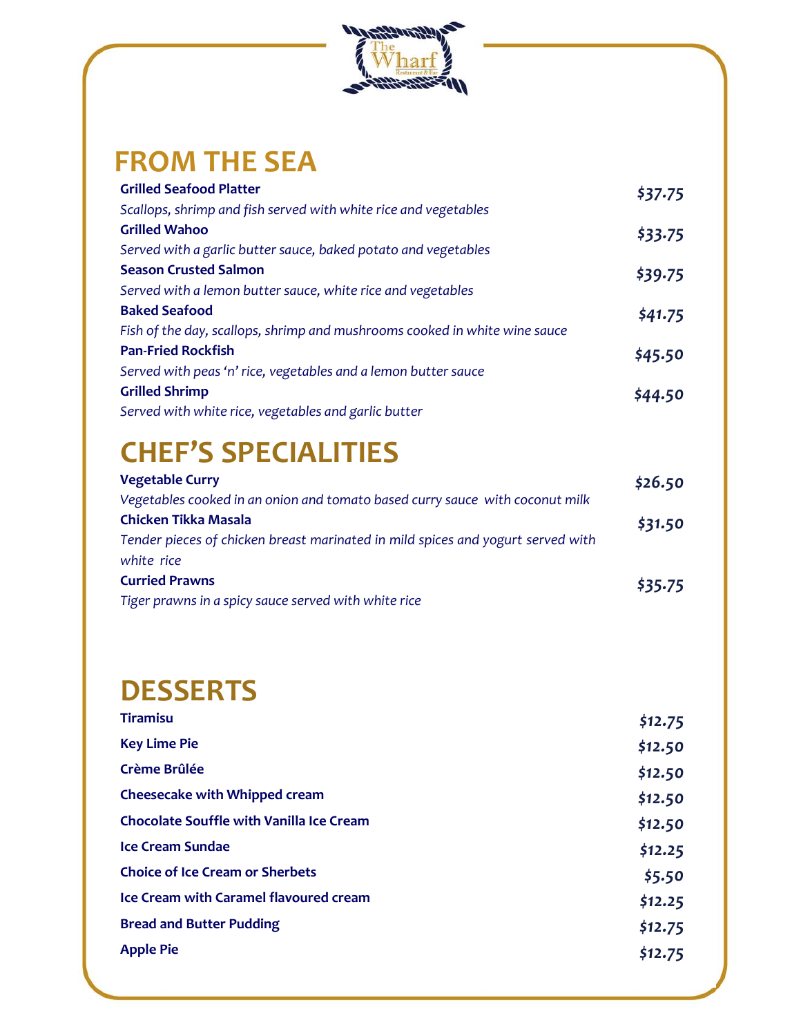# FROM THE SEA

**Grilled Seafood Platter** — *$37.75*
*Scallops, shrimp and fish served with white rice and vegetables*

**Grilled Wahoo** — *$33.75*
*Served with a garlic butter sauce, baked potato and vegetables*

**Season Crusted Salmon** — *$39.75*
*Served with a lemon butter sauce, white rice and vegetables*

**Baked Seafood** — *$41.75*
*Fish of the day, scallops, shrimp and mushrooms cooked in white wine sauce*

**Pan-Fried Rockfish** — *$45.50*
*Served with peas 'n' rice, vegetables and a lemon butter sauce*

**Grilled Shrimp** — *$44.50*
*Served with white rice, vegetables and garlic butter*

# CHEF'S SPECIALITIES

**Vegetable Curry** — *$26.50*
*Vegetables cooked in an onion and tomato based curry sauce with coconut milk*

**Chicken Tikka Masala** — *$31.50*
*Tender pieces of chicken breast marinated in mild spices and yogurt served with white rice*

**Curried Prawns** — *$35.75*
*Tiger prawns in a spicy sauce served with white rice*

# DESSERTS

| Item | Price |
|---|---|
| **Tiramisu** | *$12.75* |
| **Key Lime Pie** | *$12.50* |
| **Crème Brûlée** | *$12.50* |
| **Cheesecake with Whipped cream** | *$12.50* |
| **Chocolate Souffle with Vanilla Ice Cream** | *$12.50* |
| **Ice Cream Sundae** | *$12.25* |
| **Choice of Ice Cream or Sherbets** | *$5.50* |
| **Ice Cream with Caramel flavoured cream** | *$12.25* |
| **Bread and Butter Pudding** | *$12.75* |
| **Apple Pie** | *$12.75* |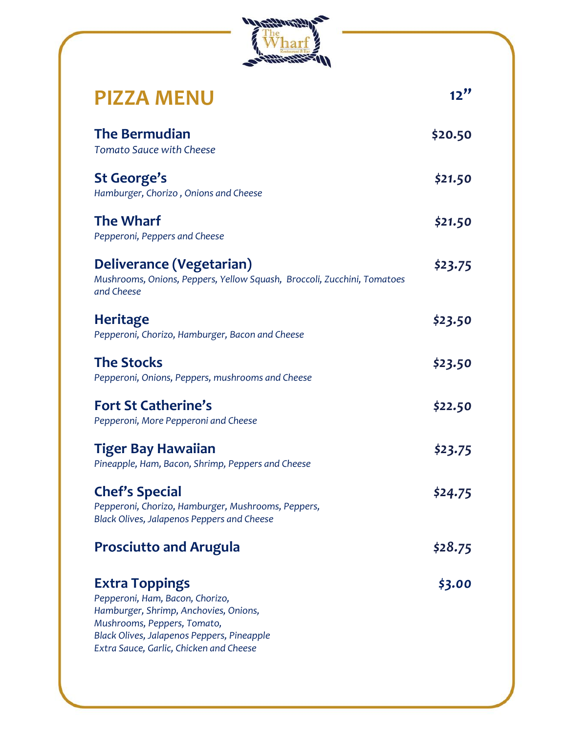# PIZZA MENU

**12"**

## The Bermudian
*Tomato Sauce with Cheese*

**$20.50**

## St George's
*Hamburger, Chorizo , Onions and Cheese*

***$21.50***

## The Wharf
*Pepperoni, Peppers and Cheese*

***$21.50***

## Deliverance (Vegetarian)
*Mushrooms, Onions, Peppers, Yellow Squash, Broccoli, Zucchini, Tomatoes and Cheese*

***$23.75***

## Heritage
*Pepperoni, Chorizo, Hamburger, Bacon and Cheese*

***$23.50***

## The Stocks
*Pepperoni, Onions, Peppers, mushrooms and Cheese*

***$23.50***

## Fort St Catherine's
*Pepperoni, More Pepperoni and Cheese*

***$22.50***

## Tiger Bay Hawaiian
*Pineapple, Ham, Bacon, Shrimp, Peppers and Cheese*

***$23.75***

## Chef's Special
*Pepperoni, Chorizo, Hamburger, Mushrooms, Peppers,*
*Black Olives, Jalapenos Peppers and Cheese*

***$24.75***

## Prosciutto and Arugula

***$28.75***

## Extra Toppings
*Pepperoni, Ham, Bacon, Chorizo,*
*Hamburger, Shrimp, Anchovies, Onions,*
*Mushrooms, Peppers, Tomato,*
*Black Olives, Jalapenos Peppers, Pineapple*
*Extra Sauce, Garlic, Chicken and Cheese*

***$3.00***